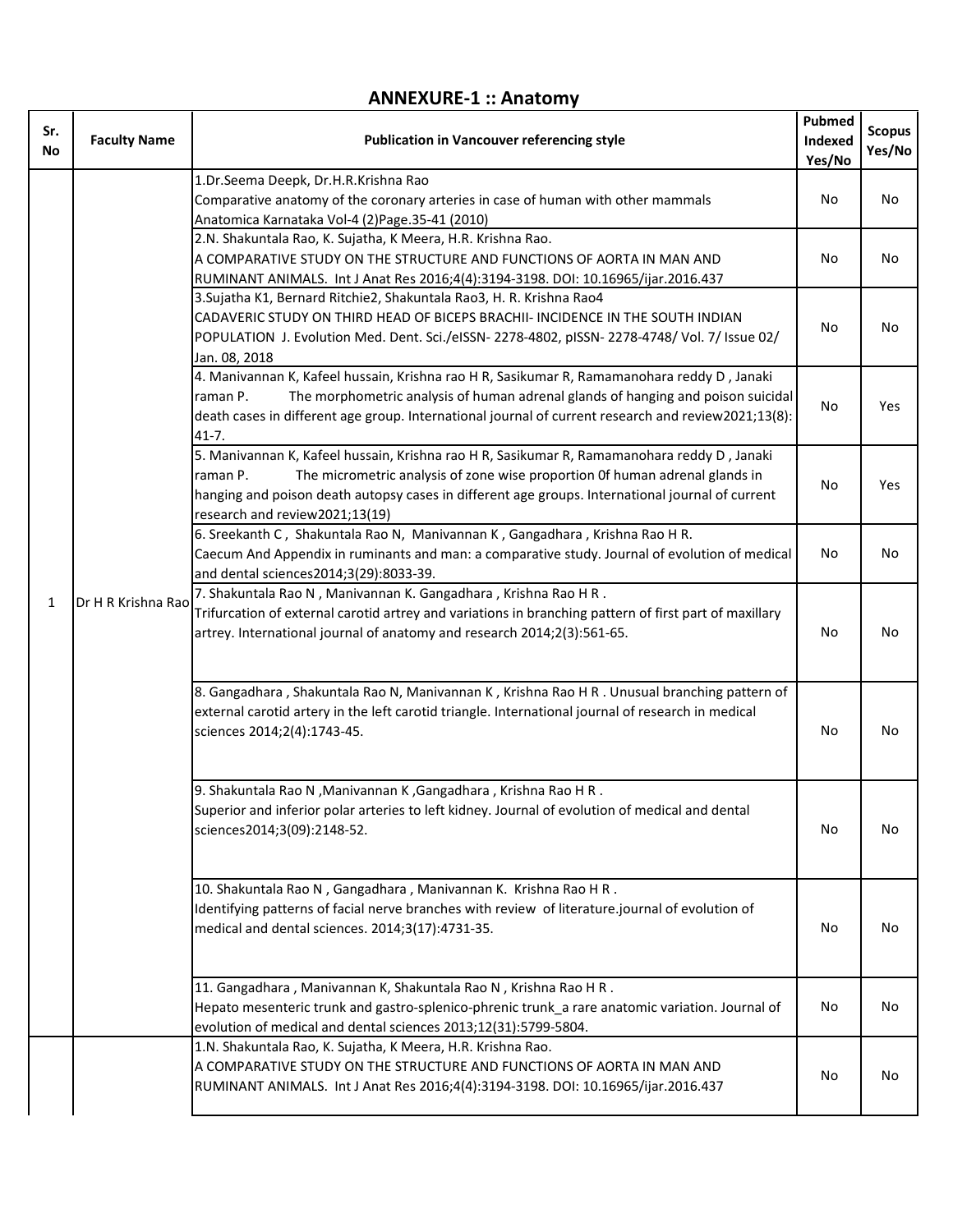## ANNEXURE-1 :: Anatomy

| Sr. No | Faculty Name | Publication in Vancouver referencing style | Pubmed Indexed Yes/No | Scopus Yes/No |
|---|---|---|---|---|
| 1 | Dr H R Krishna Rao | 1.Dr.Seema Deepk, Dr.H.R.Krishna Rao<br>Comparative anatomy of the coronary arteries in case of human with other mammals<br>Anatomica Karnataka Vol-4 (2)Page.35-41 (2010) | No | No |
| | | 2.N. Shakuntala Rao, K. Sujatha, K Meera, H.R. Krishna Rao.<br>A COMPARATIVE STUDY ON THE STRUCTURE AND FUNCTIONS OF AORTA IN MAN AND RUMINANT ANIMALS. Int J Anat Res 2016;4(4):3194-3198. DOI: 10.16965/ijar.2016.437 | No | No |
| | | 3.Sujatha K1, Bernard Ritchie2, Shakuntala Rao3, H. R. Krishna Rao4<br>CADAVERIC STUDY ON THIRD HEAD OF BICEPS BRACHII- INCIDENCE IN THE SOUTH INDIAN POPULATION J. Evolution Med. Dent. Sci./eISSN- 2278-4802, pISSN- 2278-4748/ Vol. 7/ Issue 02/ Jan. 08, 2018 | No | No |
| | | 4. Manivannan K, Kafeel hussain, Krishna rao H R, Sasikumar R, Ramamanohara reddy D , Janaki raman P. The morphometric analysis of human adrenal glands of hanging and poison suicidal death cases in different age group. International journal of current research and review2021;13(8): 41-7. | No | Yes |
| | | 5. Manivannan K, Kafeel hussain, Krishna rao H R, Sasikumar R, Ramamanohara reddy D , Janaki raman P. The micrometric analysis of zone wise proportion 0f human adrenal glands in hanging and poison death autopsy cases in different age groups. International journal of current research and review2021;13(19) | No | Yes |
| | | 6. Sreekanth C , Shakuntala Rao N, Manivannan K , Gangadhara , Krishna Rao H R.<br>Caecum And Appendix in ruminants and man: a comparative study. Journal of evolution of medical and dental sciences2014;3(29):8033-39. | No | No |
| | | 7. Shakuntala Rao N , Manivannan K. Gangadhara , Krishna Rao H R .<br>Trifurcation of external carotid artrey and variations in branching pattern of first part of maxillary artrey. International journal of anatomy and research 2014;2(3):561-65. | No | No |
| | | 8. Gangadhara , Shakuntala Rao N, Manivannan K , Krishna Rao H R . Unusual branching pattern of external carotid artery in the left carotid triangle. International journal of research in medical sciences 2014;2(4):1743-45. | No | No |
| | | 9. Shakuntala Rao N ,Manivannan K ,Gangadhara , Krishna Rao H R .<br>Superior and inferior polar arteries to left kidney. Journal of evolution of medical and dental sciences2014;3(09):2148-52. | No | No |
| | | 10. Shakuntala Rao N , Gangadhara , Manivannan K. Krishna Rao H R .<br>Identifying patterns of facial nerve branches with review of literature.journal of evolution of medical and dental sciences. 2014;3(17):4731-35. | No | No |
| | | 11. Gangadhara , Manivannan K, Shakuntala Rao N , Krishna Rao H R .<br>Hepato mesenteric trunk and gastro-splenico-phrenic trunk_a rare anatomic variation. Journal of evolution of medical and dental sciences 2013;12(31):5799-5804. | No | No |
| | | 1.N. Shakuntala Rao, K. Sujatha, K Meera, H.R. Krishna Rao.<br>A COMPARATIVE STUDY ON THE STRUCTURE AND FUNCTIONS OF AORTA IN MAN AND RUMINANT ANIMALS. Int J Anat Res 2016;4(4):3194-3198. DOI: 10.16965/ijar.2016.437 | No | No |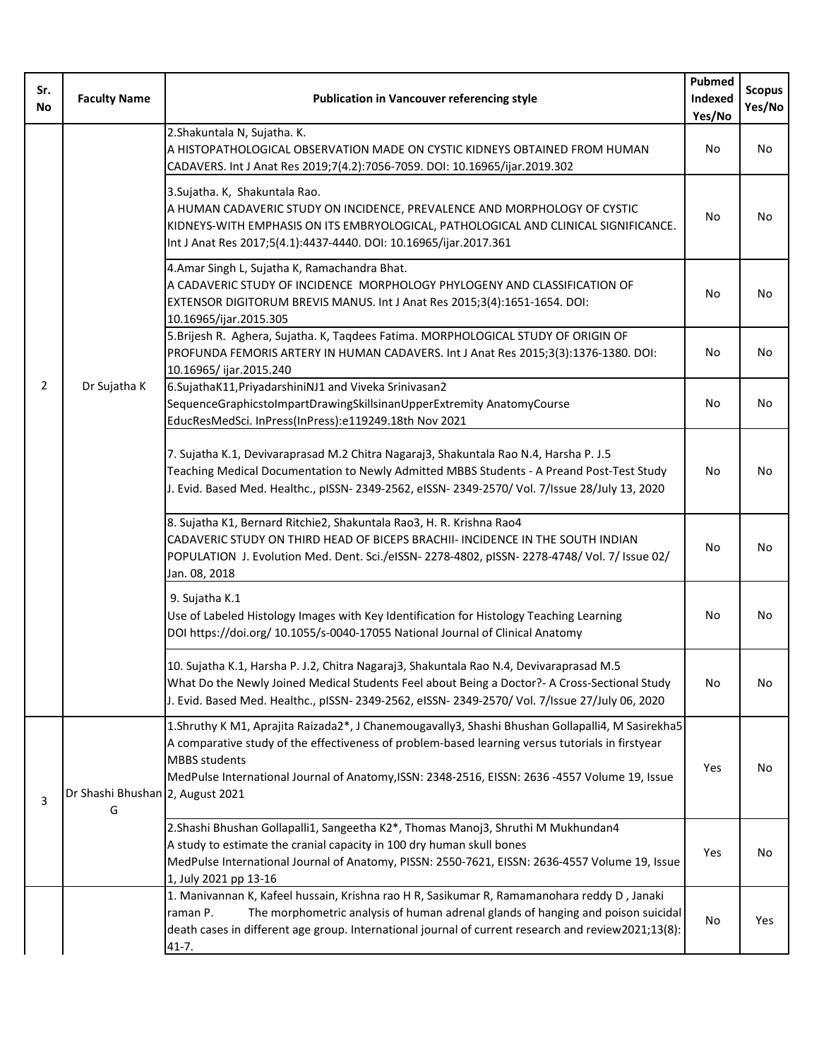| Sr. No | Faculty Name | Publication in Vancouver referencing style | Pubmed Indexed Yes/No | Scopus Yes/No |
|---|---|---|---|---|
| 2 | Dr Sujatha K | 2.Shakuntala N, Sujatha. K. A HISTOPATHOLOGICAL OBSERVATION MADE ON CYSTIC KIDNEYS OBTAINED FROM HUMAN CADAVERS. Int J Anat Res 2019;7(4.2):7056-7059. DOI: 10.16965/ijar.2019.302 | No | No |
| | | 3.Sujatha. K, Shakuntala Rao. A HUMAN CADAVERIC STUDY ON INCIDENCE, PREVALENCE AND MORPHOLOGY OF CYSTIC KIDNEYS-WITH EMPHASIS ON ITS EMBRYOLOGICAL, PATHOLOGICAL AND CLINICAL SIGNIFICANCE. Int J Anat Res 2017;5(4.1):4437-4440. DOI: 10.16965/ijar.2017.361 | No | No |
| | | 4.Amar Singh L, Sujatha K, Ramachandra Bhat. A CADAVERIC STUDY OF INCIDENCE MORPHOLOGY PHYLOGENY AND CLASSIFICATION OF EXTENSOR DIGITORUM BREVIS MANUS. Int J Anat Res 2015;3(4):1651-1654. DOI: 10.16965/ijar.2015.305 | No | No |
| | | 5.Brijesh R. Aghera, Sujatha. K, Taqdees Fatima. MORPHOLOGICAL STUDY OF ORIGIN OF PROFUNDA FEMORIS ARTERY IN HUMAN CADAVERS. Int J Anat Res 2015;3(3):1376-1380. DOI: 10.16965/ ijar.2015.240 | No | No |
| | | 6.SujathaK11,PriyadarshiniNJ1 and Viveka Srinivasan2 SequenceGraphicstoImpartDrawingSkillsinanUpperExtremity AnatomyCourse EducResMedSci. InPress(InPress):e119249.18th Nov 2021 | No | No |
| | | 7. Sujatha K.1, Devivaraprasad M.2 Chitra Nagaraj3, Shakuntala Rao N.4, Harsha P. J.5 Teaching Medical Documentation to Newly Admitted MBBS Students - A Preand Post-Test Study J. Evid. Based Med. Healthc., pISSN- 2349-2562, eISSN- 2349-2570/ Vol. 7/Issue 28/July 13, 2020 | No | No |
| | | 8. Sujatha K1, Bernard Ritchie2, Shakuntala Rao3, H. R. Krishna Rao4 CADAVERIC STUDY ON THIRD HEAD OF BICEPS BRACHII- INCIDENCE IN THE SOUTH INDIAN POPULATION J. Evolution Med. Dent. Sci./eISSN- 2278-4802, pISSN- 2278-4748/ Vol. 7/ Issue 02/ Jan. 08, 2018 | No | No |
| | | 9. Sujatha K.1 Use of Labeled Histology Images with Key Identification for Histology Teaching Learning DOI https://doi.org/ 10.1055/s-0040-17055 National Journal of Clinical Anatomy | No | No |
| | | 10. Sujatha K.1, Harsha P. J.2, Chitra Nagaraj3, Shakuntala Rao N.4, Devivaraprasad M.5 What Do the Newly Joined Medical Students Feel about Being a Doctor?- A Cross-Sectional Study J. Evid. Based Med. Healthc., pISSN- 2349-2562, eISSN- 2349-2570/ Vol. 7/Issue 27/July 06, 2020 | No | No |
| 3 | Dr Shashi Bhushan G | 1.Shruthy K M1, Aprajita Raizada2*, J Chanemougavally3, Shashi Bhushan Gollapalli4, M Sasirekha5 A comparative study of the effectiveness of problem-based learning versus tutorials in firstyear MBBS students MedPulse International Journal of Anatomy,ISSN: 2348-2516, EISSN: 2636 -4557 Volume 19, Issue 2, August 2021 | Yes | No |
| | | 2.Shashi Bhushan Gollapalli1, Sangeetha K2*, Thomas Manoj3, Shruthi M Mukhundan4 A study to estimate the cranial capacity in 100 dry human skull bones MedPulse International Journal of Anatomy, PISSN: 2550-7621, EISSN: 2636-4557 Volume 19, Issue 1, July 2021 pp 13-16 | Yes | No |
| | | 1. Manivannan K, Kafeel hussain, Krishna rao H R, Sasikumar R, Ramamanohara reddy D , Janaki raman P. The morphometric analysis of human adrenal glands of hanging and poison suicidal death cases in different age group. International journal of current research and review2021;13(8): 41-7. | No | Yes |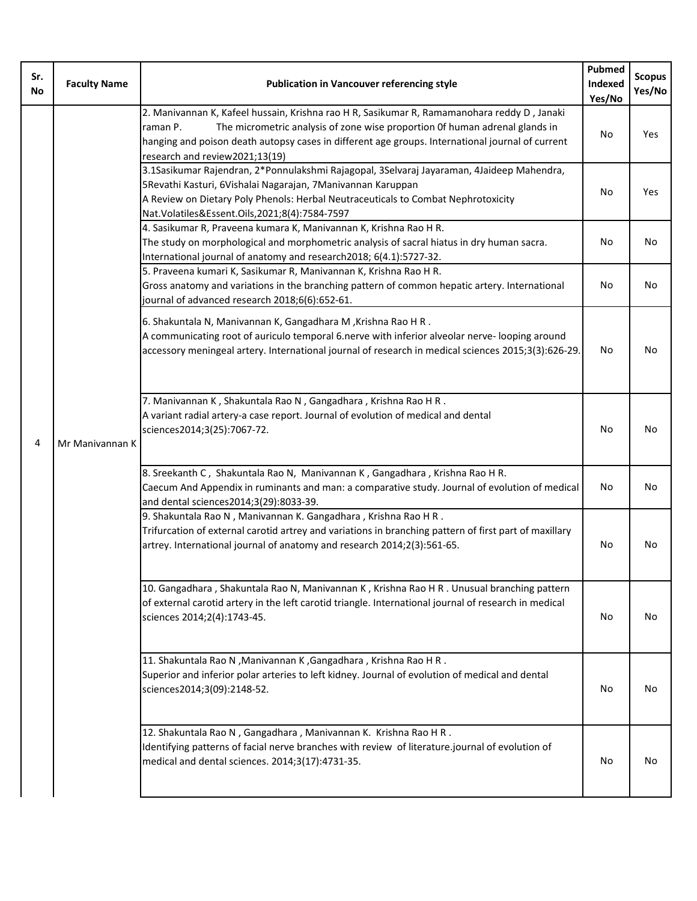| Sr. No | Faculty Name | Publication in Vancouver referencing style | Pubmed Indexed Yes/No | Scopus Yes/No |
|---|---|---|---|---|
| 4 | Mr Manivannan K | 2. Manivannan K, Kafeel hussain, Krishna rao H R, Sasikumar R, Ramamanohara reddy D , Janaki raman P. The micrometric analysis of zone wise proportion 0f human adrenal glands in hanging and poison death autopsy cases in different age groups. International journal of current research and review2021;13(19) | No | Yes |
| | | 3.1Sasikumar Rajendran, 2*Ponnulakshmi Rajagopal, 3Selvaraj Jayaraman, 4Jaideep Mahendra, 5Revathi Kasturi, 6Vishalai Nagarajan, 7Manivannan Karuppan A Review on Dietary Poly Phenols: Herbal Neutraceuticals to Combat Nephrotoxicity Nat.Volatiles&Essent.Oils,2021;8(4):7584-7597 | No | Yes |
| | | 4. Sasikumar R, Praveena kumara K, Manivannan K, Krishna Rao H R. The study on morphological and morphometric analysis of sacral hiatus in dry human sacra. International journal of anatomy and research2018; 6(4.1):5727-32. | No | No |
| | | 5. Praveena kumari K, Sasikumar R, Manivannan K, Krishna Rao H R. Gross anatomy and variations in the branching pattern of common hepatic artery. International journal of advanced research 2018;6(6):652-61. | No | No |
| | | 6. Shakuntala N, Manivannan K, Gangadhara M ,Krishna Rao H R . A communicating root of auriculo temporal 6.nerve with inferior alveolar nerve- looping around accessory meningeal artery. International journal of research in medical sciences 2015;3(3):626-29. | No | No |
| | | 7. Manivannan K , Shakuntala Rao N , Gangadhara , Krishna Rao H R . A variant radial artery-a case report. Journal of evolution of medical and dental sciences2014;3(25):7067-72. | No | No |
| | | 8. Sreekanth C , Shakuntala Rao N, Manivannan K , Gangadhara , Krishna Rao H R. Caecum And Appendix in ruminants and man: a comparative study. Journal of evolution of medical and dental sciences2014;3(29):8033-39. | No | No |
| | | 9. Shakuntala Rao N , Manivannan K. Gangadhara , Krishna Rao H R . Trifurcation of external carotid artrey and variations in branching pattern of first part of maxillary artrey. International journal of anatomy and research 2014;2(3):561-65. | No | No |
| | | 10. Gangadhara , Shakuntala Rao N, Manivannan K , Krishna Rao H R . Unusual branching pattern of external carotid artery in the left carotid triangle. International journal of research in medical sciences 2014;2(4):1743-45. | No | No |
| | | 11. Shakuntala Rao N ,Manivannan K ,Gangadhara , Krishna Rao H R . Superior and inferior polar arteries to left kidney. Journal of evolution of medical and dental sciences2014;3(09):2148-52. | No | No |
| | | 12. Shakuntala Rao N , Gangadhara , Manivannan K. Krishna Rao H R . Identifying patterns of facial nerve branches with review of literature.journal of evolution of medical and dental sciences. 2014;3(17):4731-35. | No | No |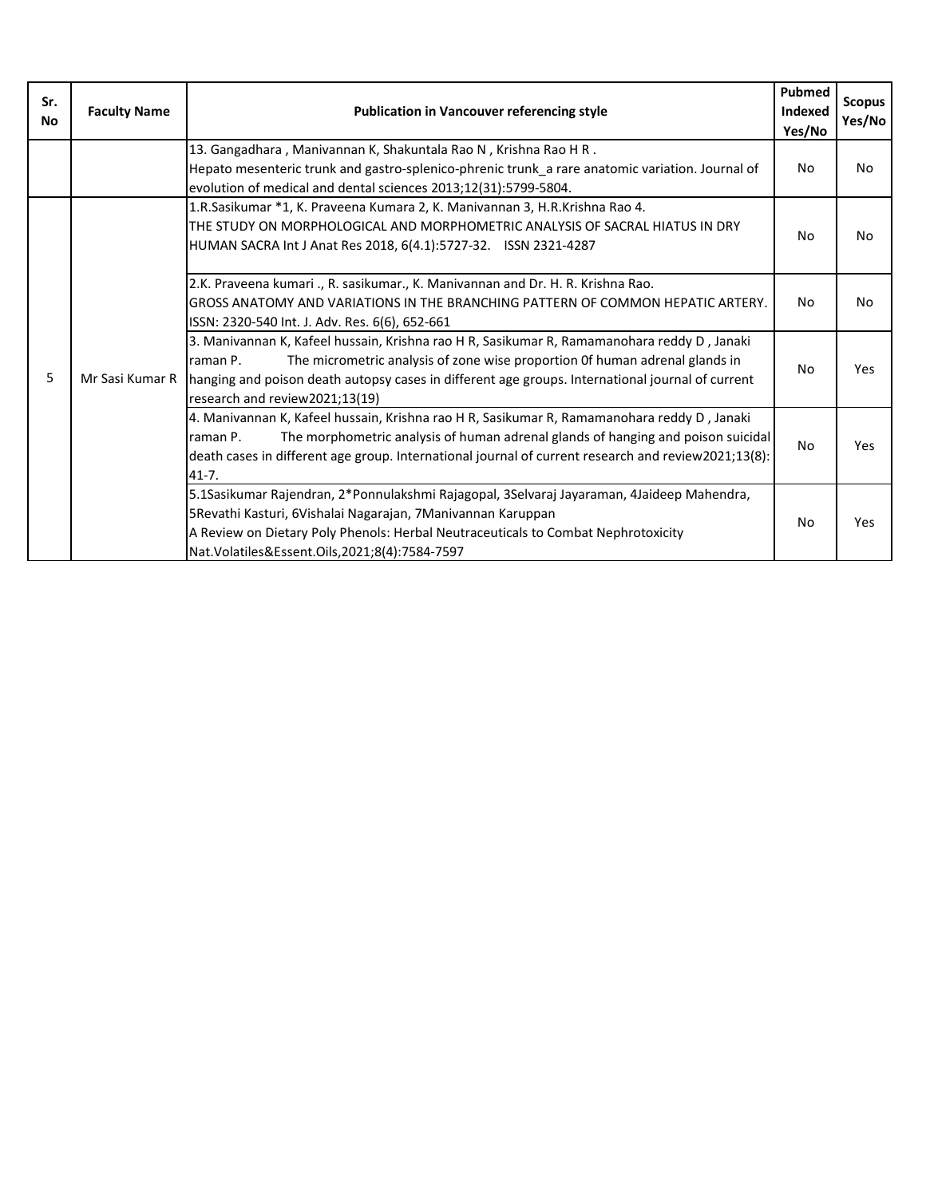| Sr. No | Faculty Name | Publication in Vancouver referencing style | Pubmed Indexed Yes/No | Scopus Yes/No |
|---|---|---|---|---|
| | | 13. Gangadhara , Manivannan K, Shakuntala Rao N , Krishna Rao H R . Hepato mesenteric trunk and gastro-splenico-phrenic trunk_a rare anatomic variation. Journal of evolution of medical and dental sciences 2013;12(31):5799-5804. | No | No |
| 5 | Mr Sasi Kumar R | 1.R.Sasikumar *1, K. Praveena Kumara 2, K. Manivannan 3, H.R.Krishna Rao 4. THE STUDY ON MORPHOLOGICAL AND MORPHOMETRIC ANALYSIS OF SACRAL HIATUS IN DRY HUMAN SACRA Int J Anat Res 2018, 6(4.1):5727-32. ISSN 2321-4287 | No | No |
| | | 2.K. Praveena kumari ., R. sasikumar., K. Manivannan and Dr. H. R. Krishna Rao. GROSS ANATOMY AND VARIATIONS IN THE BRANCHING PATTERN OF COMMON HEPATIC ARTERY. ISSN: 2320-540 Int. J. Adv. Res. 6(6), 652-661 | No | No |
| | | 3. Manivannan K, Kafeel hussain, Krishna rao H R, Sasikumar R, Ramamanohara reddy D , Janaki raman P. The micrometric analysis of zone wise proportion 0f human adrenal glands in hanging and poison death autopsy cases in different age groups. International journal of current research and review2021;13(19) | No | Yes |
| | | 4. Manivannan K, Kafeel hussain, Krishna rao H R, Sasikumar R, Ramamanohara reddy D , Janaki raman P. The morphometric analysis of human adrenal glands of hanging and poison suicidal death cases in different age group. International journal of current research and review2021;13(8): 41-7. | No | Yes |
| | | 5.1Sasikumar Rajendran, 2*Ponnulakshmi Rajagopal, 3Selvaraj Jayaraman, 4Jaideep Mahendra, 5Revathi Kasturi, 6Vishalai Nagarajan, 7Manivannan Karuppan A Review on Dietary Poly Phenols: Herbal Neutraceuticals to Combat Nephrotoxicity Nat.Volatiles&Essent.Oils,2021;8(4):7584-7597 | No | Yes |